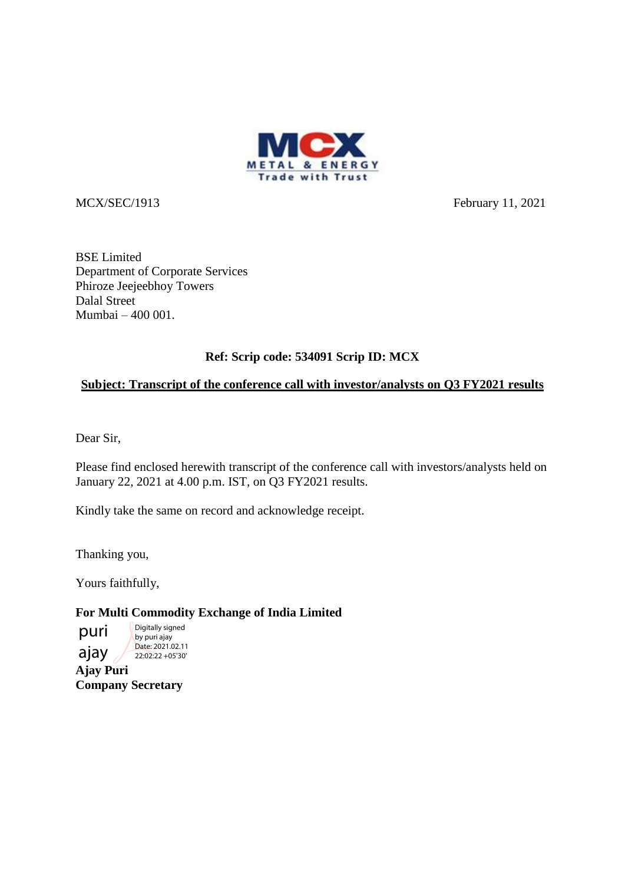MCX METAL & ENERGY
Trade with Trust

MCX/SEC/1913 February 11, 2021

BSE Limited
Department of Corporate Services
Phiroze Jeejeebhoy Towers
Dalal Street
Mumbai – 400 001.

**Ref: Scrip code: 534091 Scrip ID: MCX**

**Subject: Transcript of the conference call with investor/analysts on Q3 FY2021 results**

Dear Sir,

Please find enclosed herewith transcript of the conference call with investors/analysts held on January 22, 2021 at 4.00 p.m. IST, on Q3 FY2021 results.

Kindly take the same on record and acknowledge receipt.

Thanking you,

Yours faithfully,

**For Multi Commodity Exchange of India Limited**

puri ajay

Digitally signed by puri ajay
Date: 2021.02.11 22:02:22 +05'30'

**Ajay Puri**
**Company Secretary**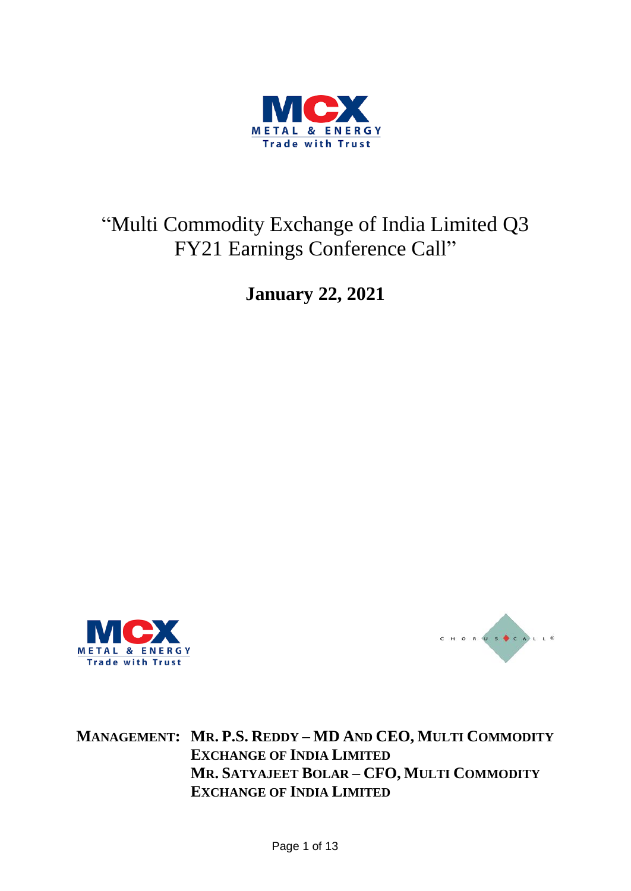# "Multi Commodity Exchange of India Limited Q3 FY21 Earnings Conference Call"

**January 22, 2021**

**MANAGEMENT:** **MR. P.S. REDDY – MD AND CEO, MULTI COMMODITY EXCHANGE OF INDIA LIMITED**
**MR. SATYAJEET BOLAR – CFO, MULTI COMMODITY EXCHANGE OF INDIA LIMITED**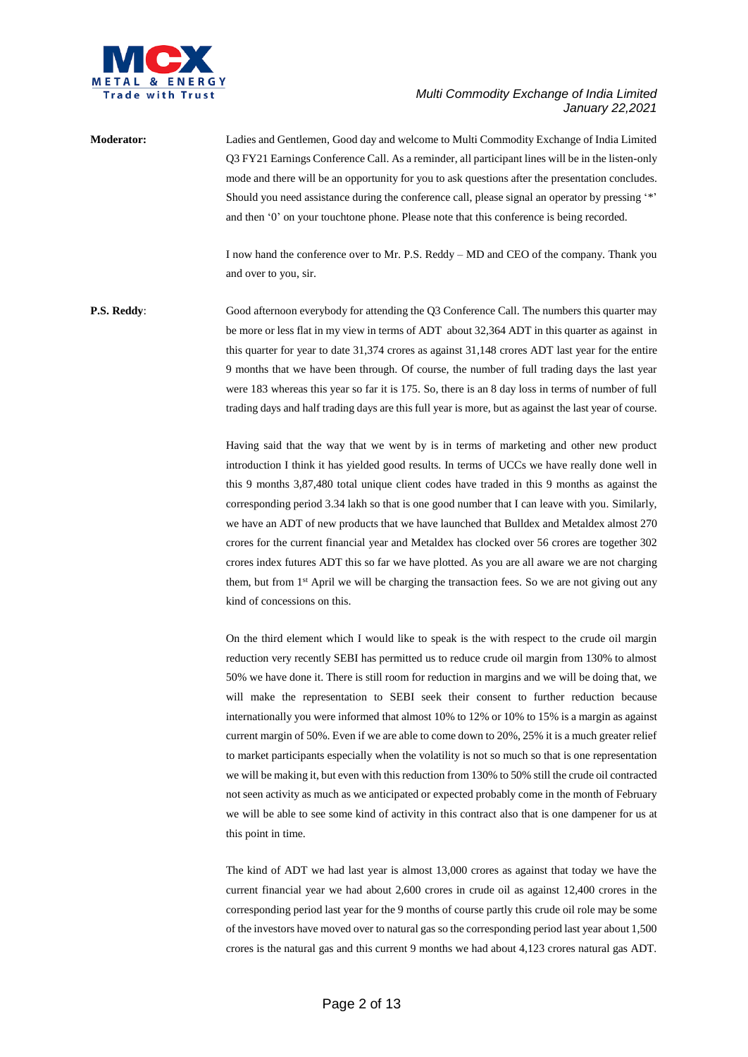**Moderator:** Ladies and Gentlemen, Good day and welcome to Multi Commodity Exchange of India Limited Q3 FY21 Earnings Conference Call. As a reminder, all participant lines will be in the listen-only mode and there will be an opportunity for you to ask questions after the presentation concludes. Should you need assistance during the conference call, please signal an operator by pressing '*' and then '0' on your touchtone phone. Please note that this conference is being recorded.

I now hand the conference over to Mr. P.S. Reddy – MD and CEO of the company. Thank you and over to you, sir.

**P.S. Reddy**: Good afternoon everybody for attending the Q3 Conference Call. The numbers this quarter may be more or less flat in my view in terms of ADT about 32,364 ADT in this quarter as against in this quarter for year to date 31,374 crores as against 31,148 crores ADT last year for the entire 9 months that we have been through. Of course, the number of full trading days the last year were 183 whereas this year so far it is 175. So, there is an 8 day loss in terms of number of full trading days and half trading days are this full year is more, but as against the last year of course.

Having said that the way that we went by is in terms of marketing and other new product introduction I think it has yielded good results. In terms of UCCs we have really done well in this 9 months 3,87,480 total unique client codes have traded in this 9 months as against the corresponding period 3.34 lakh so that is one good number that I can leave with you. Similarly, we have an ADT of new products that we have launched that Bulldex and Metaldex almost 270 crores for the current financial year and Metaldex has clocked over 56 crores are together 302 crores index futures ADT this so far we have plotted. As you are all aware we are not charging them, but from 1st April we will be charging the transaction fees. So we are not giving out any kind of concessions on this.

On the third element which I would like to speak is the with respect to the crude oil margin reduction very recently SEBI has permitted us to reduce crude oil margin from 130% to almost 50% we have done it. There is still room for reduction in margins and we will be doing that, we will make the representation to SEBI seek their consent to further reduction because internationally you were informed that almost 10% to 12% or 10% to 15% is a margin as against current margin of 50%. Even if we are able to come down to 20%, 25% it is a much greater relief to market participants especially when the volatility is not so much so that is one representation we will be making it, but even with this reduction from 130% to 50% still the crude oil contracted not seen activity as much as we anticipated or expected probably come in the month of February we will be able to see some kind of activity in this contract also that is one dampener for us at this point in time.

The kind of ADT we had last year is almost 13,000 crores as against that today we have the current financial year we had about 2,600 crores in crude oil as against 12,400 crores in the corresponding period last year for the 9 months of course partly this crude oil role may be some of the investors have moved over to natural gas so the corresponding period last year about 1,500 crores is the natural gas and this current 9 months we had about 4,123 crores natural gas ADT.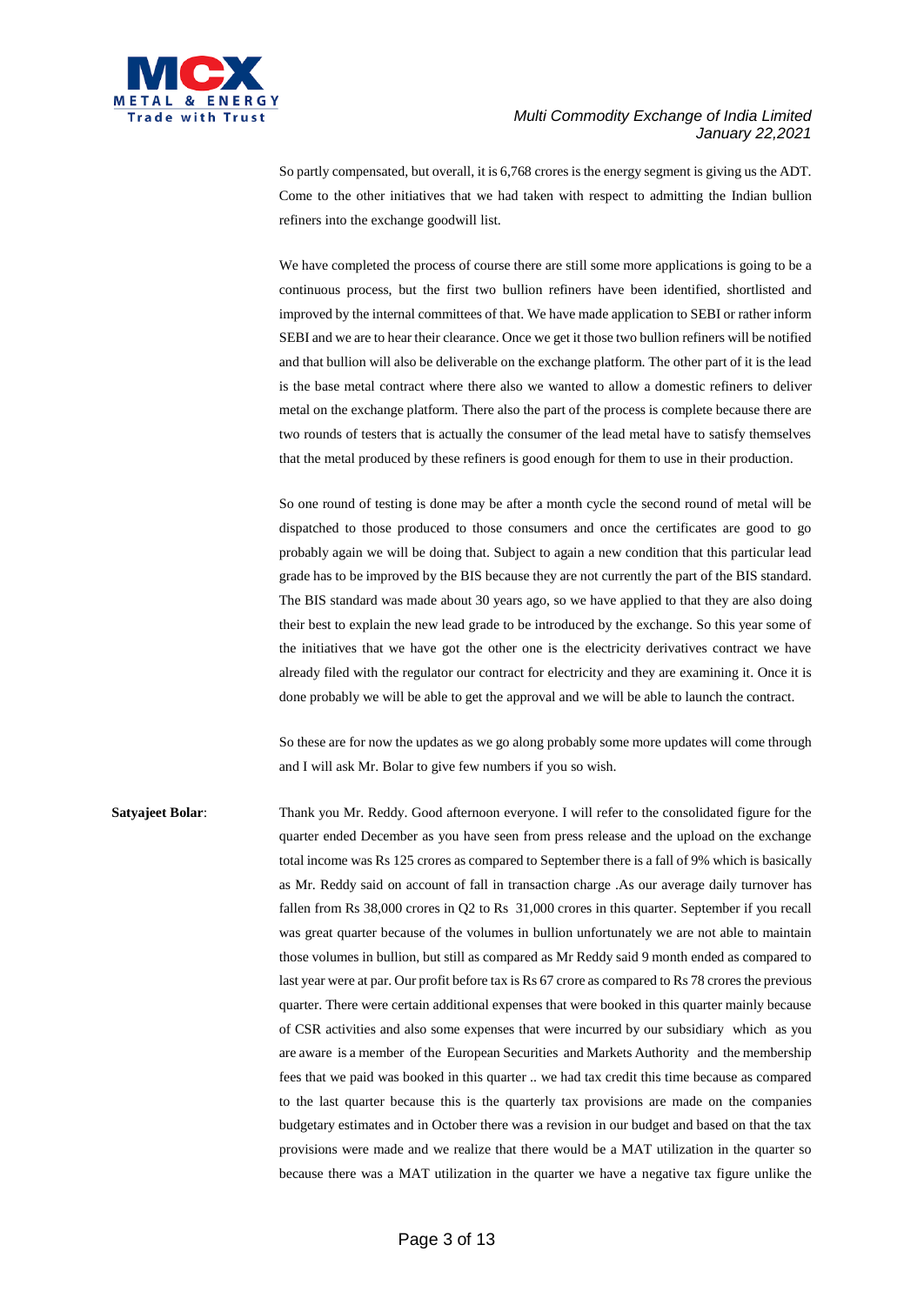So partly compensated, but overall, it is 6,768 crores is the energy segment is giving us the ADT. Come to the other initiatives that we had taken with respect to admitting the Indian bullion refiners into the exchange goodwill list.

We have completed the process of course there are still some more applications is going to be a continuous process, but the first two bullion refiners have been identified, shortlisted and improved by the internal committees of that. We have made application to SEBI or rather inform SEBI and we are to hear their clearance. Once we get it those two bullion refiners will be notified and that bullion will also be deliverable on the exchange platform. The other part of it is the lead is the base metal contract where there also we wanted to allow a domestic refiners to deliver metal on the exchange platform. There also the part of the process is complete because there are two rounds of testers that is actually the consumer of the lead metal have to satisfy themselves that the metal produced by these refiners is good enough for them to use in their production.

So one round of testing is done may be after a month cycle the second round of metal will be dispatched to those produced to those consumers and once the certificates are good to go probably again we will be doing that. Subject to again a new condition that this particular lead grade has to be improved by the BIS because they are not currently the part of the BIS standard. The BIS standard was made about 30 years ago, so we have applied to that they are also doing their best to explain the new lead grade to be introduced by the exchange. So this year some of the initiatives that we have got the other one is the electricity derivatives contract we have already filed with the regulator our contract for electricity and they are examining it. Once it is done probably we will be able to get the approval and we will be able to launch the contract.

So these are for now the updates as we go along probably some more updates will come through and I will ask Mr. Bolar to give few numbers if you so wish.

**Satyajeet Bolar**: Thank you Mr. Reddy. Good afternoon everyone. I will refer to the consolidated figure for the quarter ended December as you have seen from press release and the upload on the exchange total income was Rs 125 crores as compared to September there is a fall of 9% which is basically as Mr. Reddy said on account of fall in transaction charge .As our average daily turnover has fallen from Rs 38,000 crores in Q2 to Rs 31,000 crores in this quarter. September if you recall was great quarter because of the volumes in bullion unfortunately we are not able to maintain those volumes in bullion, but still as compared as Mr Reddy said 9 month ended as compared to last year were at par. Our profit before tax is Rs 67 crore as compared to Rs 78 crores the previous quarter. There were certain additional expenses that were booked in this quarter mainly because of CSR activities and also some expenses that were incurred by our subsidiary which as you are aware is a member of the European Securities and Markets Authority and the membership fees that we paid was booked in this quarter .. we had tax credit this time because as compared to the last quarter because this is the quarterly tax provisions are made on the companies budgetary estimates and in October there was a revision in our budget and based on that the tax provisions were made and we realize that there would be a MAT utilization in the quarter so because there was a MAT utilization in the quarter we have a negative tax figure unlike the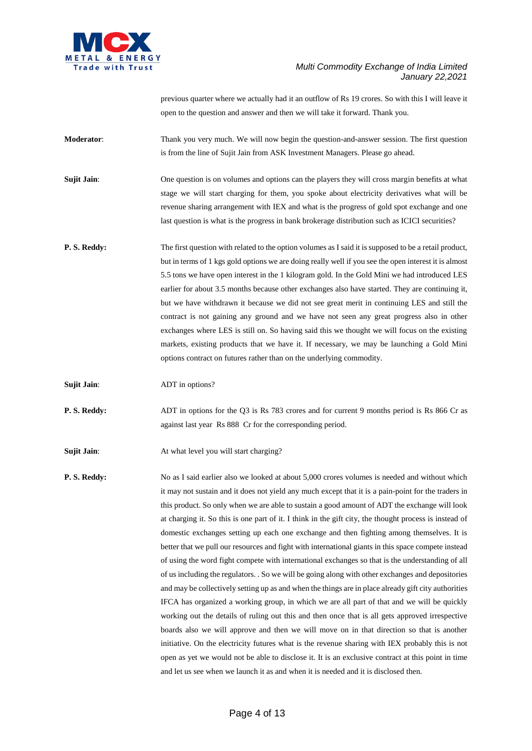previous quarter where we actually had it an outflow of Rs 19 crores. So with this I will leave it open to the question and answer and then we will take it forward. Thank you.

**Moderator**: Thank you very much. We will now begin the question-and-answer session. The first question is from the line of Sujit Jain from ASK Investment Managers. Please go ahead.

**Sujit Jain**: One question is on volumes and options can the players they will cross margin benefits at what stage we will start charging for them, you spoke about electricity derivatives what will be revenue sharing arrangement with IEX and what is the progress of gold spot exchange and one last question is what is the progress in bank brokerage distribution such as ICICI securities?

**P. S. Reddy:** The first question with related to the option volumes as I said it is supposed to be a retail product, but in terms of 1 kgs gold options we are doing really well if you see the open interest it is almost 5.5 tons we have open interest in the 1 kilogram gold. In the Gold Mini we had introduced LES earlier for about 3.5 months because other exchanges also have started. They are continuing it, but we have withdrawn it because we did not see great merit in continuing LES and still the contract is not gaining any ground and we have not seen any great progress also in other exchanges where LES is still on. So having said this we thought we will focus on the existing markets, existing products that we have it. If necessary, we may be launching a Gold Mini options contract on futures rather than on the underlying commodity.

**Sujit Jain**: ADT in options?

**P. S. Reddy:** ADT in options for the Q3 is Rs 783 crores and for current 9 months period is Rs 866 Cr as against last year Rs 888 Cr for the corresponding period.

**Sujit Jain**: At what level you will start charging?

**P. S. Reddy:** No as I said earlier also we looked at about 5,000 crores volumes is needed and without which it may not sustain and it does not yield any much except that it is a pain-point for the traders in this product. So only when we are able to sustain a good amount of ADT the exchange will look at charging it. So this is one part of it. I think in the gift city, the thought process is instead of domestic exchanges setting up each one exchange and then fighting among themselves. It is better that we pull our resources and fight with international giants in this space compete instead of using the word fight compete with international exchanges so that is the understanding of all of us including the regulators. . So we will be going along with other exchanges and depositories and may be collectively setting up as and when the things are in place already gift city authorities IFCA has organized a working group, in which we are all part of that and we will be quickly working out the details of ruling out this and then once that is all gets approved irrespective boards also we will approve and then we will move on in that direction so that is another initiative. On the electricity futures what is the revenue sharing with IEX probably this is not open as yet we would not be able to disclose it. It is an exclusive contract at this point in time and let us see when we launch it as and when it is needed and it is disclosed then.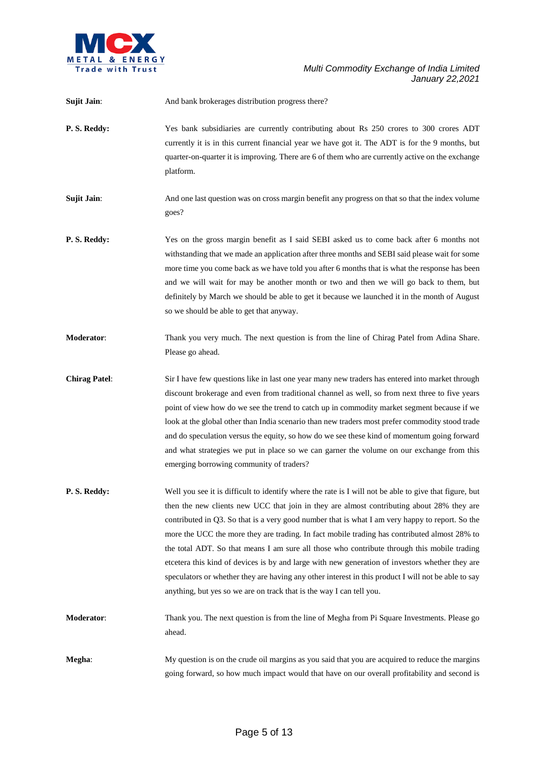**Sujit Jain**: And bank brokerages distribution progress there?

**P. S. Reddy:** Yes bank subsidiaries are currently contributing about Rs 250 crores to 300 crores ADT currently it is in this current financial year we have got it. The ADT is for the 9 months, but quarter-on-quarter it is improving. There are 6 of them who are currently active on the exchange platform.

**Sujit Jain**: And one last question was on cross margin benefit any progress on that so that the index volume goes?

**P. S. Reddy:** Yes on the gross margin benefit as I said SEBI asked us to come back after 6 months not withstanding that we made an application after three months and SEBI said please wait for some more time you come back as we have told you after 6 months that is what the response has been and we will wait for may be another month or two and then we will go back to them, but definitely by March we should be able to get it because we launched it in the month of August so we should be able to get that anyway.

**Moderator**: Thank you very much. The next question is from the line of Chirag Patel from Adina Share. Please go ahead.

**Chirag Patel**: Sir I have few questions like in last one year many new traders has entered into market through discount brokerage and even from traditional channel as well, so from next three to five years point of view how do we see the trend to catch up in commodity market segment because if we look at the global other than India scenario than new traders most prefer commodity stood trade and do speculation versus the equity, so how do we see these kind of momentum going forward and what strategies we put in place so we can garner the volume on our exchange from this emerging borrowing community of traders?

**P. S. Reddy:** Well you see it is difficult to identify where the rate is I will not be able to give that figure, but then the new clients new UCC that join in they are almost contributing about 28% they are contributed in Q3. So that is a very good number that is what I am very happy to report. So the more the UCC the more they are trading. In fact mobile trading has contributed almost 28% to the total ADT. So that means I am sure all those who contribute through this mobile trading etcetera this kind of devices is by and large with new generation of investors whether they are speculators or whether they are having any other interest in this product I will not be able to say anything, but yes so we are on track that is the way I can tell you.

**Moderator**: Thank you. The next question is from the line of Megha from Pi Square Investments. Please go ahead.

**Megha**: My question is on the crude oil margins as you said that you are acquired to reduce the margins going forward, so how much impact would that have on our overall profitability and second is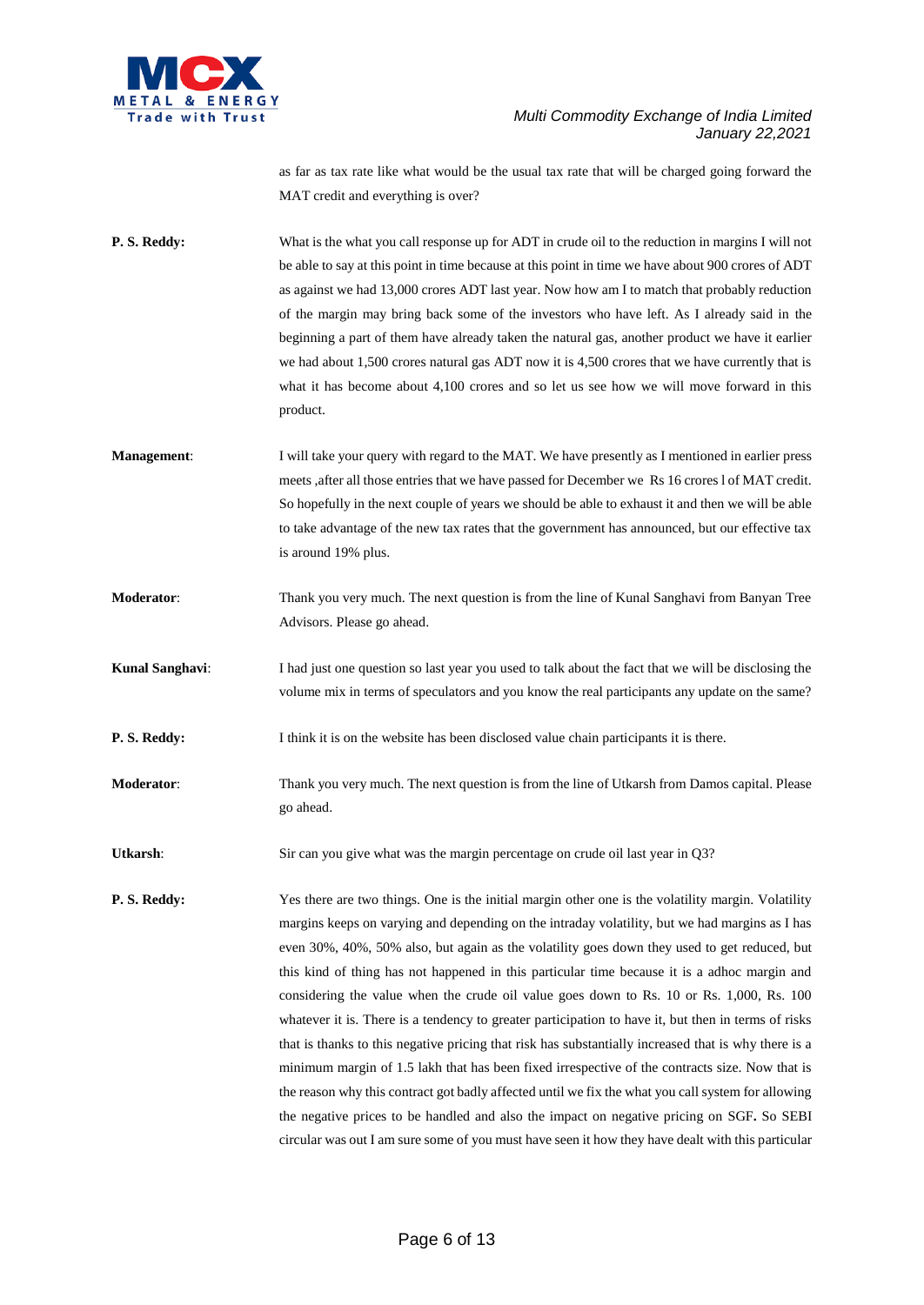as far as tax rate like what would be the usual tax rate that will be charged going forward the MAT credit and everything is over?

**P. S. Reddy:** What is the what you call response up for ADT in crude oil to the reduction in margins I will not be able to say at this point in time because at this point in time we have about 900 crores of ADT as against we had 13,000 crores ADT last year. Now how am I to match that probably reduction of the margin may bring back some of the investors who have left. As I already said in the beginning a part of them have already taken the natural gas, another product we have it earlier we had about 1,500 crores natural gas ADT now it is 4,500 crores that we have currently that is what it has become about 4,100 crores and so let us see how we will move forward in this product.

**Management**: I will take your query with regard to the MAT. We have presently as I mentioned in earlier press meets ,after all those entries that we have passed for December we Rs 16 crores l of MAT credit. So hopefully in the next couple of years we should be able to exhaust it and then we will be able to take advantage of the new tax rates that the government has announced, but our effective tax is around 19% plus.

**Moderator**: Thank you very much. The next question is from the line of Kunal Sanghavi from Banyan Tree Advisors. Please go ahead.

**Kunal Sanghavi**: I had just one question so last year you used to talk about the fact that we will be disclosing the volume mix in terms of speculators and you know the real participants any update on the same?

**P. S. Reddy:** I think it is on the website has been disclosed value chain participants it is there.

**Moderator**: Thank you very much. The next question is from the line of Utkarsh from Damos capital. Please go ahead.

**Utkarsh**: Sir can you give what was the margin percentage on crude oil last year in Q3?

**P. S. Reddy:** Yes there are two things. One is the initial margin other one is the volatility margin. Volatility margins keeps on varying and depending on the intraday volatility, but we had margins as I has even 30%, 40%, 50% also, but again as the volatility goes down they used to get reduced, but this kind of thing has not happened in this particular time because it is a adhoc margin and considering the value when the crude oil value goes down to Rs. 10 or Rs. 1,000, Rs. 100 whatever it is. There is a tendency to greater participation to have it, but then in terms of risks that is thanks to this negative pricing that risk has substantially increased that is why there is a minimum margin of 1.5 lakh that has been fixed irrespective of the contracts size. Now that is the reason why this contract got badly affected until we fix the what you call system for allowing the negative prices to be handled and also the impact on negative pricing on SGF**.** So SEBI circular was out I am sure some of you must have seen it how they have dealt with this particular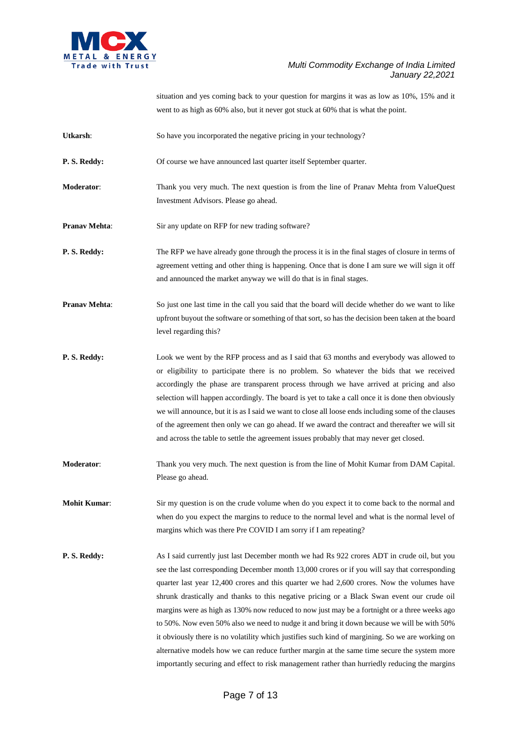situation and yes coming back to your question for margins it was as low as 10%, 15% and it went to as high as 60% also, but it never got stuck at 60% that is what the point.

**Utkarsh**: So have you incorporated the negative pricing in your technology?

**P. S. Reddy:** Of course we have announced last quarter itself September quarter.

**Moderator**: Thank you very much. The next question is from the line of Pranav Mehta from ValueQuest Investment Advisors. Please go ahead.

**Pranav Mehta**: Sir any update on RFP for new trading software?

**P. S. Reddy:** The RFP we have already gone through the process it is in the final stages of closure in terms of agreement vetting and other thing is happening. Once that is done I am sure we will sign it off and announced the market anyway we will do that is in final stages.

**Pranav Mehta**: So just one last time in the call you said that the board will decide whether do we want to like upfront buyout the software or something of that sort, so has the decision been taken at the board level regarding this?

**P. S. Reddy:** Look we went by the RFP process and as I said that 63 months and everybody was allowed to or eligibility to participate there is no problem. So whatever the bids that we received accordingly the phase are transparent process through we have arrived at pricing and also selection will happen accordingly. The board is yet to take a call once it is done then obviously we will announce, but it is as I said we want to close all loose ends including some of the clauses of the agreement then only we can go ahead. If we award the contract and thereafter we will sit and across the table to settle the agreement issues probably that may never get closed.

**Moderator**: Thank you very much. The next question is from the line of Mohit Kumar from DAM Capital. Please go ahead.

**Mohit Kumar**: Sir my question is on the crude volume when do you expect it to come back to the normal and when do you expect the margins to reduce to the normal level and what is the normal level of margins which was there Pre COVID I am sorry if I am repeating?

**P. S. Reddy:** As I said currently just last December month we had Rs 922 crores ADT in crude oil, but you see the last corresponding December month 13,000 crores or if you will say that corresponding quarter last year 12,400 crores and this quarter we had 2,600 crores. Now the volumes have shrunk drastically and thanks to this negative pricing or a Black Swan event our crude oil margins were as high as 130% now reduced to now just may be a fortnight or a three weeks ago to 50%. Now even 50% also we need to nudge it and bring it down because we will be with 50% it obviously there is no volatility which justifies such kind of margining. So we are working on alternative models how we can reduce further margin at the same time secure the system more importantly securing and effect to risk management rather than hurriedly reducing the margins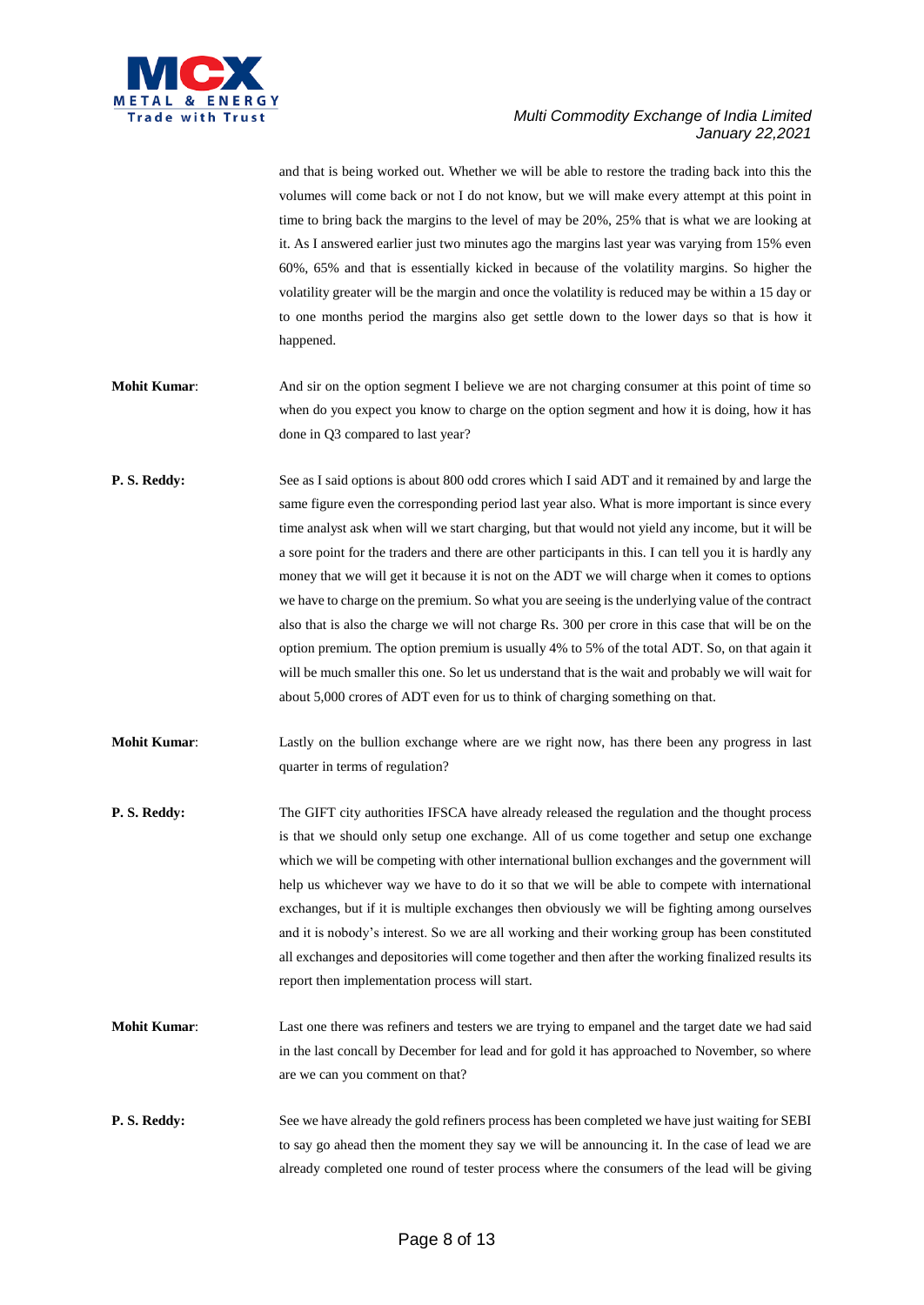and that is being worked out. Whether we will be able to restore the trading back into this the volumes will come back or not I do not know, but we will make every attempt at this point in time to bring back the margins to the level of may be 20%, 25% that is what we are looking at it. As I answered earlier just two minutes ago the margins last year was varying from 15% even 60%, 65% and that is essentially kicked in because of the volatility margins. So higher the volatility greater will be the margin and once the volatility is reduced may be within a 15 day or to one months period the margins also get settle down to the lower days so that is how it happened.

**Mohit Kumar**: And sir on the option segment I believe we are not charging consumer at this point of time so when do you expect you know to charge on the option segment and how it is doing, how it has done in Q3 compared to last year?

**P. S. Reddy:** See as I said options is about 800 odd crores which I said ADT and it remained by and large the same figure even the corresponding period last year also. What is more important is since every time analyst ask when will we start charging, but that would not yield any income, but it will be a sore point for the traders and there are other participants in this. I can tell you it is hardly any money that we will get it because it is not on the ADT we will charge when it comes to options we have to charge on the premium. So what you are seeing is the underlying value of the contract also that is also the charge we will not charge Rs. 300 per crore in this case that will be on the option premium. The option premium is usually 4% to 5% of the total ADT. So, on that again it will be much smaller this one. So let us understand that is the wait and probably we will wait for about 5,000 crores of ADT even for us to think of charging something on that.

**Mohit Kumar**: Lastly on the bullion exchange where are we right now, has there been any progress in last quarter in terms of regulation?

**P. S. Reddy:** The GIFT city authorities IFSCA have already released the regulation and the thought process is that we should only setup one exchange. All of us come together and setup one exchange which we will be competing with other international bullion exchanges and the government will help us whichever way we have to do it so that we will be able to compete with international exchanges, but if it is multiple exchanges then obviously we will be fighting among ourselves and it is nobody's interest. So we are all working and their working group has been constituted all exchanges and depositories will come together and then after the working finalized results its report then implementation process will start.

**Mohit Kumar**: Last one there was refiners and testers we are trying to empanel and the target date we had said in the last concall by December for lead and for gold it has approached to November, so where are we can you comment on that?

**P. S. Reddy:** See we have already the gold refiners process has been completed we have just waiting for SEBI to say go ahead then the moment they say we will be announcing it. In the case of lead we are already completed one round of tester process where the consumers of the lead will be giving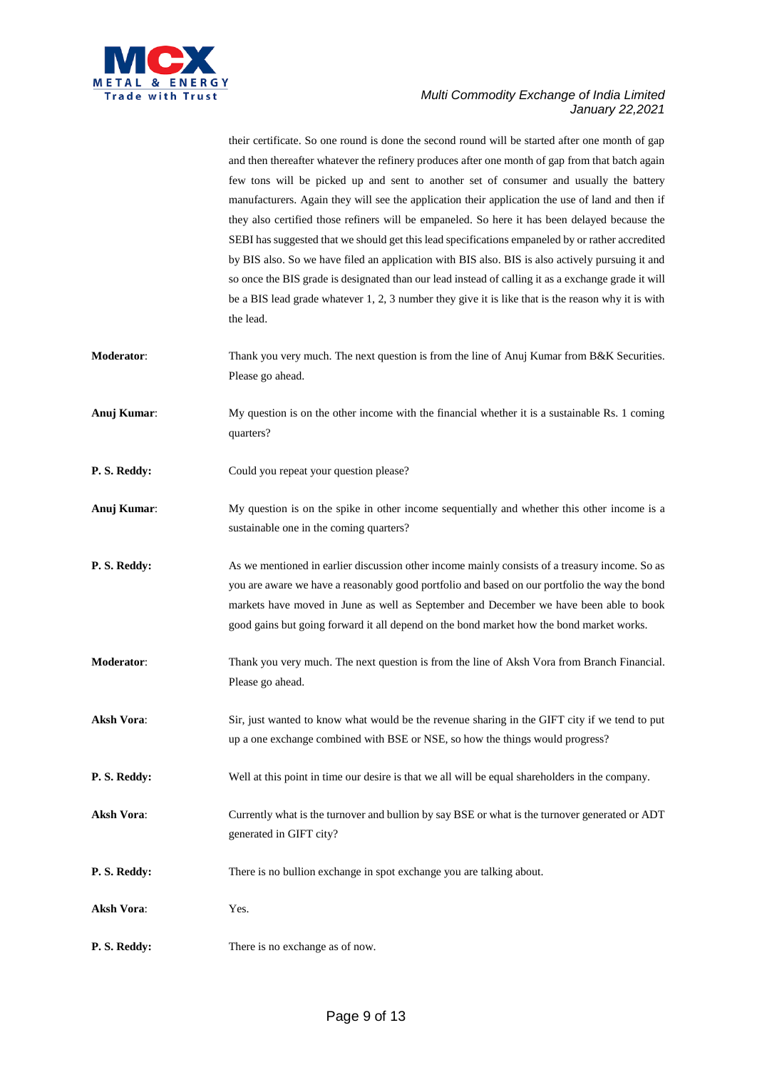their certificate. So one round is done the second round will be started after one month of gap and then thereafter whatever the refinery produces after one month of gap from that batch again few tons will be picked up and sent to another set of consumer and usually the battery manufacturers. Again they will see the application their application the use of land and then if they also certified those refiners will be empaneled. So here it has been delayed because the SEBI has suggested that we should get this lead specifications empaneled by or rather accredited by BIS also. So we have filed an application with BIS also. BIS is also actively pursuing it and so once the BIS grade is designated than our lead instead of calling it as a exchange grade it will be a BIS lead grade whatever 1, 2, 3 number they give it is like that is the reason why it is with the lead.

**Moderator**: Thank you very much. The next question is from the line of Anuj Kumar from B&K Securities. Please go ahead.

**Anuj Kumar**: My question is on the other income with the financial whether it is a sustainable Rs. 1 coming quarters?

**P. S. Reddy:** Could you repeat your question please?

**Anuj Kumar**: My question is on the spike in other income sequentially and whether this other income is a sustainable one in the coming quarters?

**P. S. Reddy:** As we mentioned in earlier discussion other income mainly consists of a treasury income. So as you are aware we have a reasonably good portfolio and based on our portfolio the way the bond markets have moved in June as well as September and December we have been able to book good gains but going forward it all depend on the bond market how the bond market works.

**Moderator**: Thank you very much. The next question is from the line of Aksh Vora from Branch Financial. Please go ahead.

**Aksh Vora**: Sir, just wanted to know what would be the revenue sharing in the GIFT city if we tend to put up a one exchange combined with BSE or NSE, so how the things would progress?

**P. S. Reddy:** Well at this point in time our desire is that we all will be equal shareholders in the company.

**Aksh Vora**: Currently what is the turnover and bullion by say BSE or what is the turnover generated or ADT generated in GIFT city?

**P. S. Reddy:** There is no bullion exchange in spot exchange you are talking about.

**Aksh Vora**: Yes.

**P. S. Reddy:** There is no exchange as of now.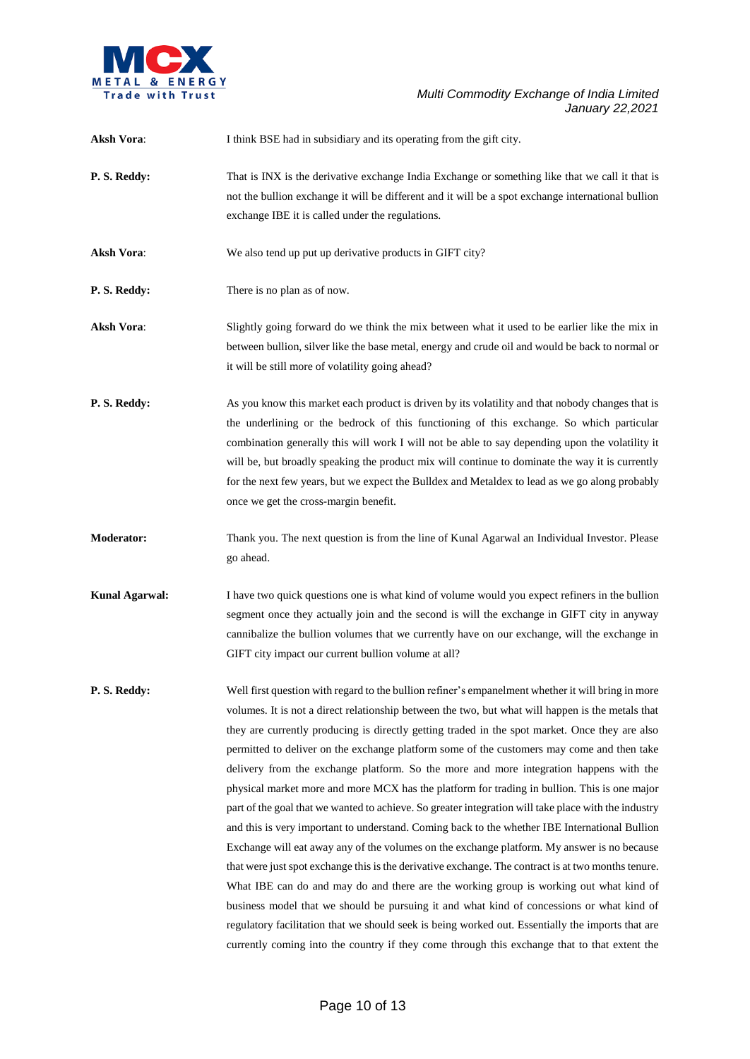**Aksh Vora**: I think BSE had in subsidiary and its operating from the gift city.

**P. S. Reddy:** That is INX is the derivative exchange India Exchange or something like that we call it that is not the bullion exchange it will be different and it will be a spot exchange international bullion exchange IBE it is called under the regulations.

**Aksh Vora**: We also tend up put up derivative products in GIFT city?

**P. S. Reddy:** There is no plan as of now.

**Aksh Vora**: Slightly going forward do we think the mix between what it used to be earlier like the mix in between bullion, silver like the base metal, energy and crude oil and would be back to normal or it will be still more of volatility going ahead?

**P. S. Reddy:** As you know this market each product is driven by its volatility and that nobody changes that is the underlining or the bedrock of this functioning of this exchange. So which particular combination generally this will work I will not be able to say depending upon the volatility it will be, but broadly speaking the product mix will continue to dominate the way it is currently for the next few years, but we expect the Bulldex and Metaldex to lead as we go along probably once we get the cross-margin benefit.

**Moderator:** Thank you. The next question is from the line of Kunal Agarwal an Individual Investor. Please go ahead.

**Kunal Agarwal:** I have two quick questions one is what kind of volume would you expect refiners in the bullion segment once they actually join and the second is will the exchange in GIFT city in anyway cannibalize the bullion volumes that we currently have on our exchange, will the exchange in GIFT city impact our current bullion volume at all?

**P. S. Reddy:** Well first question with regard to the bullion refiner's empanelment whether it will bring in more volumes. It is not a direct relationship between the two, but what will happen is the metals that they are currently producing is directly getting traded in the spot market. Once they are also permitted to deliver on the exchange platform some of the customers may come and then take delivery from the exchange platform. So the more and more integration happens with the physical market more and more MCX has the platform for trading in bullion. This is one major part of the goal that we wanted to achieve. So greater integration will take place with the industry and this is very important to understand. Coming back to the whether IBE International Bullion Exchange will eat away any of the volumes on the exchange platform. My answer is no because that were just spot exchange this is the derivative exchange. The contract is at two months tenure. What IBE can do and may do and there are the working group is working out what kind of business model that we should be pursuing it and what kind of concessions or what kind of regulatory facilitation that we should seek is being worked out. Essentially the imports that are currently coming into the country if they come through this exchange that to that extent the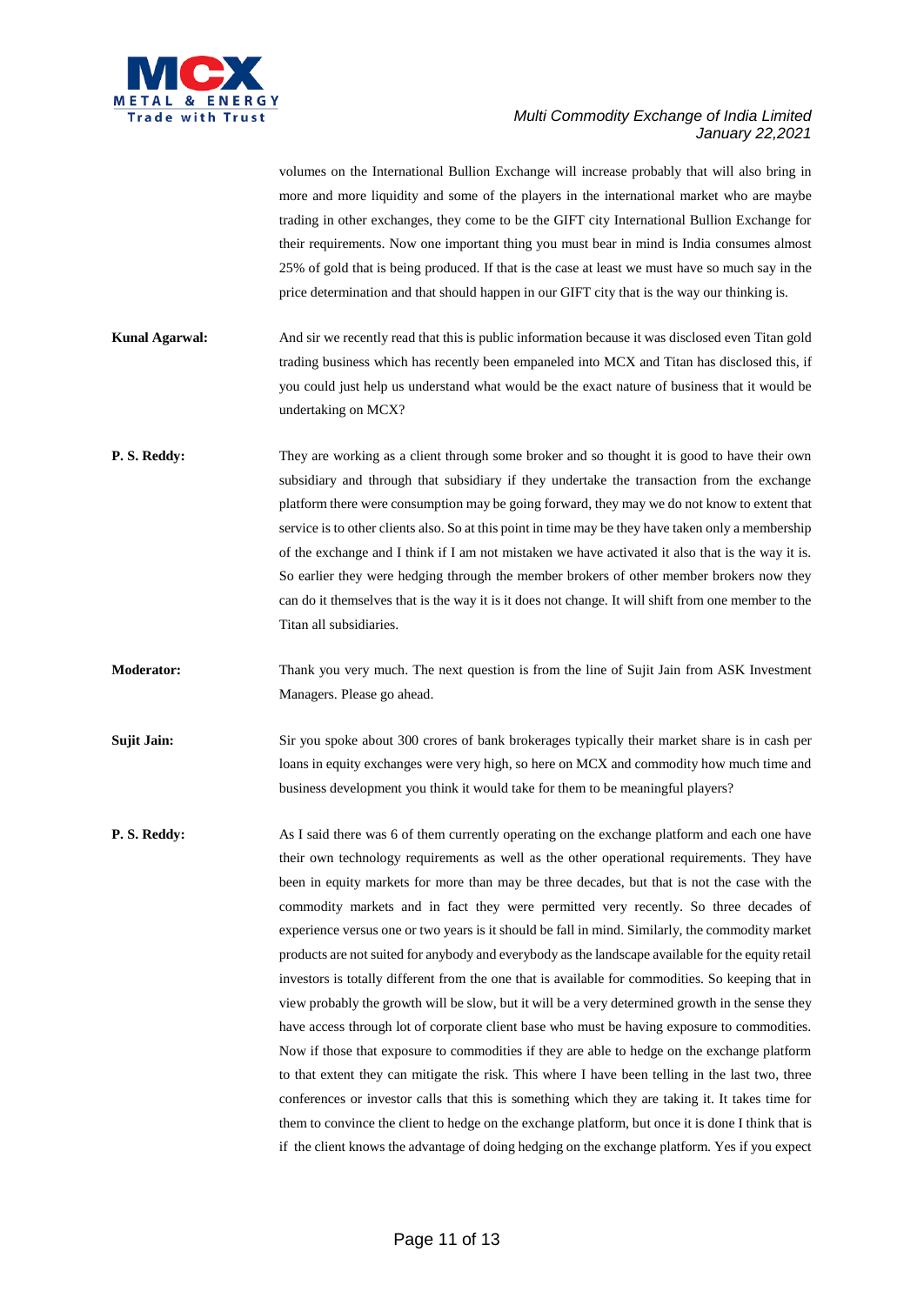volumes on the International Bullion Exchange will increase probably that will also bring in more and more liquidity and some of the players in the international market who are maybe trading in other exchanges, they come to be the GIFT city International Bullion Exchange for their requirements. Now one important thing you must bear in mind is India consumes almost 25% of gold that is being produced. If that is the case at least we must have so much say in the price determination and that should happen in our GIFT city that is the way our thinking is.

**Kunal Agarwal:** And sir we recently read that this is public information because it was disclosed even Titan gold trading business which has recently been empaneled into MCX and Titan has disclosed this, if you could just help us understand what would be the exact nature of business that it would be undertaking on MCX?

**P. S. Reddy:** They are working as a client through some broker and so thought it is good to have their own subsidiary and through that subsidiary if they undertake the transaction from the exchange platform there were consumption may be going forward, they may we do not know to extent that service is to other clients also. So at this point in time may be they have taken only a membership of the exchange and I think if I am not mistaken we have activated it also that is the way it is. So earlier they were hedging through the member brokers of other member brokers now they can do it themselves that is the way it is it does not change. It will shift from one member to the Titan all subsidiaries.

**Moderator:** Thank you very much. The next question is from the line of Sujit Jain from ASK Investment Managers. Please go ahead.

**Sujit Jain:** Sir you spoke about 300 crores of bank brokerages typically their market share is in cash per loans in equity exchanges were very high, so here on MCX and commodity how much time and business development you think it would take for them to be meaningful players?

**P. S. Reddy:** As I said there was 6 of them currently operating on the exchange platform and each one have their own technology requirements as well as the other operational requirements. They have been in equity markets for more than may be three decades, but that is not the case with the commodity markets and in fact they were permitted very recently. So three decades of experience versus one or two years is it should be fall in mind. Similarly, the commodity market products are not suited for anybody and everybody as the landscape available for the equity retail investors is totally different from the one that is available for commodities. So keeping that in view probably the growth will be slow, but it will be a very determined growth in the sense they have access through lot of corporate client base who must be having exposure to commodities. Now if those that exposure to commodities if they are able to hedge on the exchange platform to that extent they can mitigate the risk. This where I have been telling in the last two, three conferences or investor calls that this is something which they are taking it. It takes time for them to convince the client to hedge on the exchange platform, but once it is done I think that is if the client knows the advantage of doing hedging on the exchange platform. Yes if you expect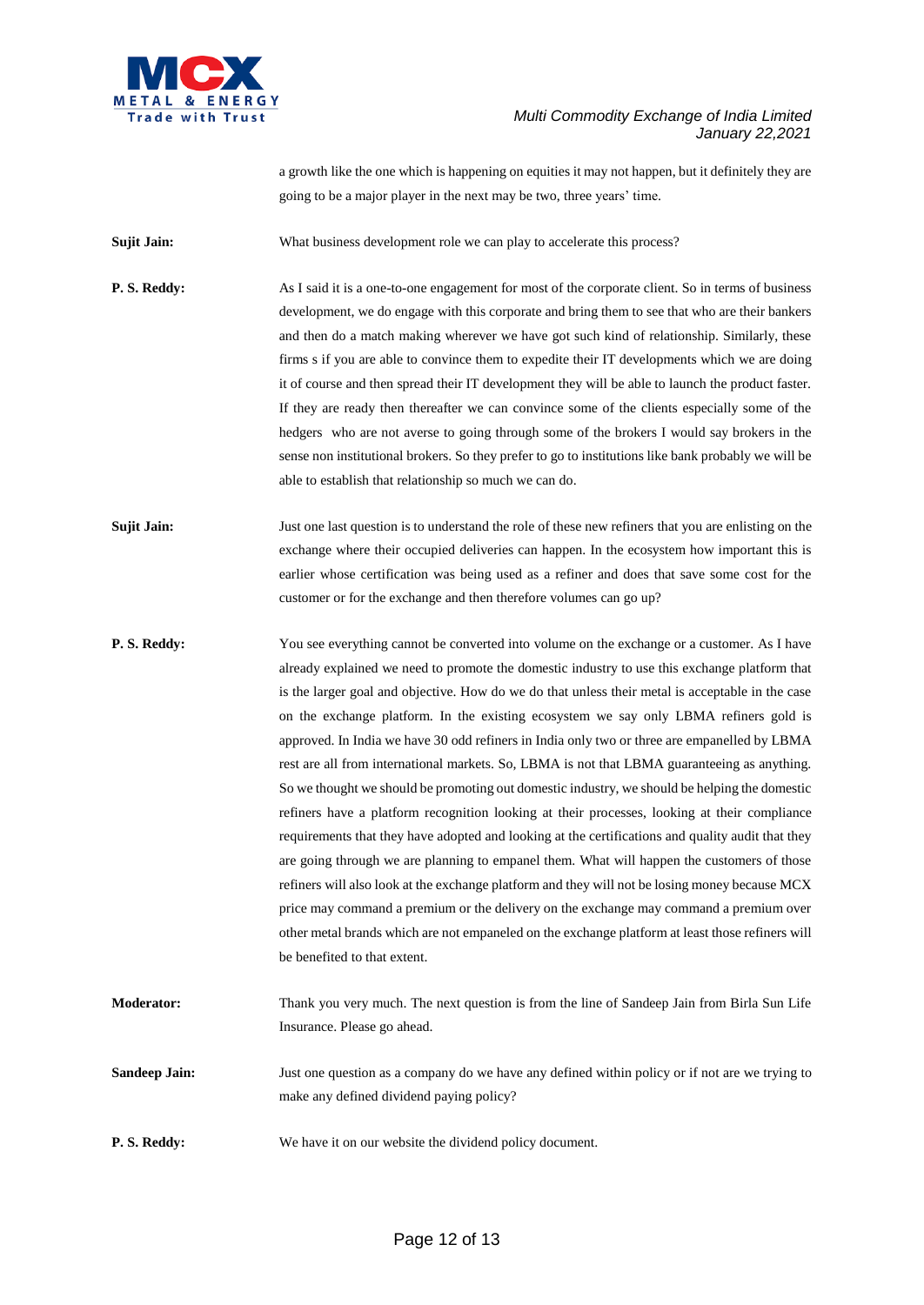a growth like the one which is happening on equities it may not happen, but it definitely they are going to be a major player in the next may be two, three years' time.

**Sujit Jain:** What business development role we can play to accelerate this process?

**P. S. Reddy:** As I said it is a one-to-one engagement for most of the corporate client. So in terms of business development, we do engage with this corporate and bring them to see that who are their bankers and then do a match making wherever we have got such kind of relationship. Similarly, these firms s if you are able to convince them to expedite their IT developments which we are doing it of course and then spread their IT development they will be able to launch the product faster. If they are ready then thereafter we can convince some of the clients especially some of the hedgers who are not averse to going through some of the brokers I would say brokers in the sense non institutional brokers. So they prefer to go to institutions like bank probably we will be able to establish that relationship so much we can do.

**Sujit Jain:** Just one last question is to understand the role of these new refiners that you are enlisting on the exchange where their occupied deliveries can happen. In the ecosystem how important this is earlier whose certification was being used as a refiner and does that save some cost for the customer or for the exchange and then therefore volumes can go up?

**P. S. Reddy:** You see everything cannot be converted into volume on the exchange or a customer. As I have already explained we need to promote the domestic industry to use this exchange platform that is the larger goal and objective. How do we do that unless their metal is acceptable in the case on the exchange platform. In the existing ecosystem we say only LBMA refiners gold is approved. In India we have 30 odd refiners in India only two or three are empanelled by LBMA rest are all from international markets. So, LBMA is not that LBMA guaranteeing as anything. So we thought we should be promoting out domestic industry, we should be helping the domestic refiners have a platform recognition looking at their processes, looking at their compliance requirements that they have adopted and looking at the certifications and quality audit that they are going through we are planning to empanel them. What will happen the customers of those refiners will also look at the exchange platform and they will not be losing money because MCX price may command a premium or the delivery on the exchange may command a premium over other metal brands which are not empaneled on the exchange platform at least those refiners will be benefited to that extent.

**Moderator:** Thank you very much. The next question is from the line of Sandeep Jain from Birla Sun Life Insurance. Please go ahead.

**Sandeep Jain:** Just one question as a company do we have any defined within policy or if not are we trying to make any defined dividend paying policy?

**P. S. Reddy:** We have it on our website the dividend policy document.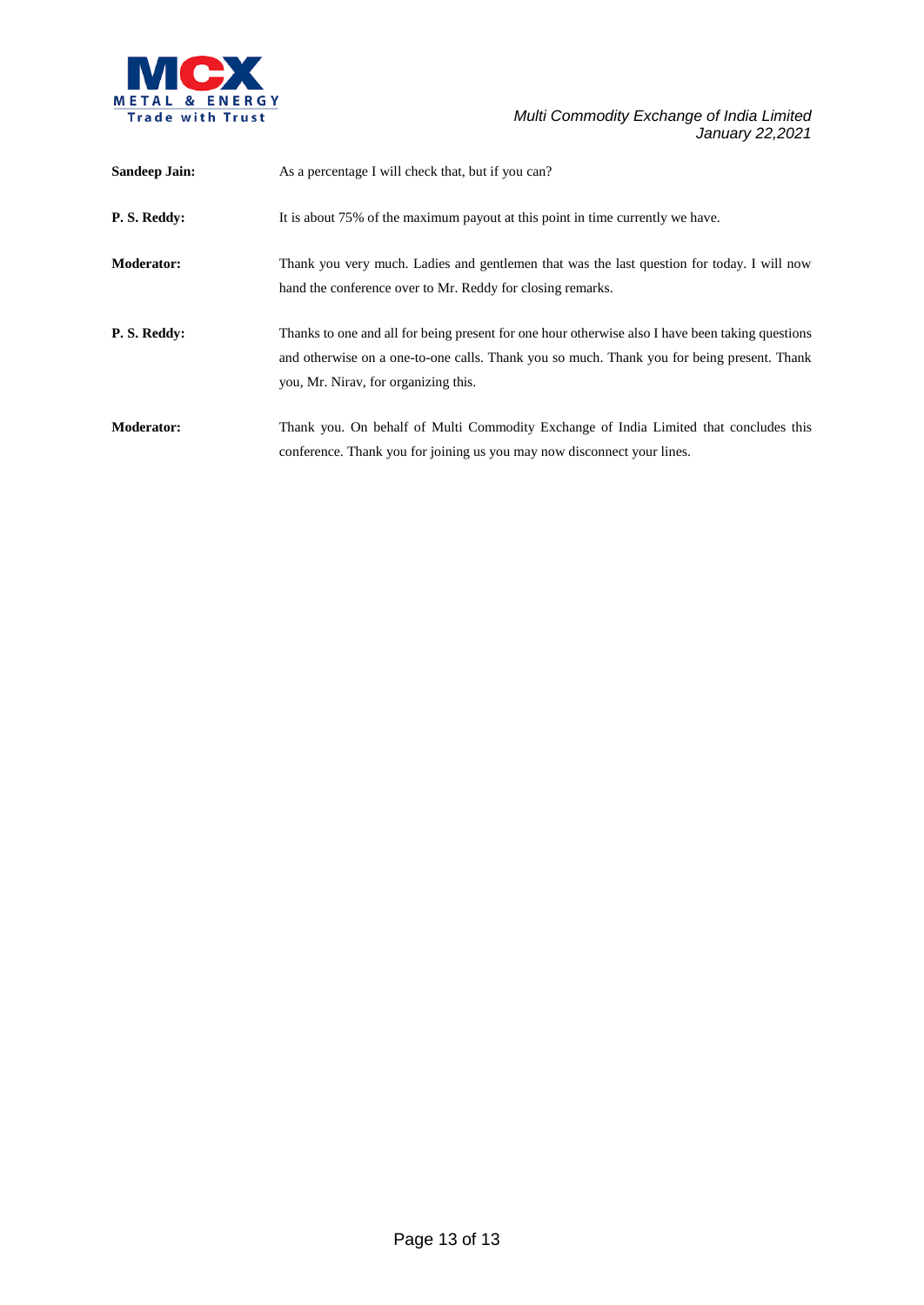**Sandeep Jain:** As a percentage I will check that, but if you can?

**P. S. Reddy:** It is about 75% of the maximum payout at this point in time currently we have.

**Moderator:** Thank you very much. Ladies and gentlemen that was the last question for today. I will now hand the conference over to Mr. Reddy for closing remarks.

**P. S. Reddy:** Thanks to one and all for being present for one hour otherwise also I have been taking questions and otherwise on a one-to-one calls. Thank you so much. Thank you for being present. Thank you, Mr. Nirav, for organizing this.

**Moderator:** Thank you. On behalf of Multi Commodity Exchange of India Limited that concludes this conference. Thank you for joining us you may now disconnect your lines.